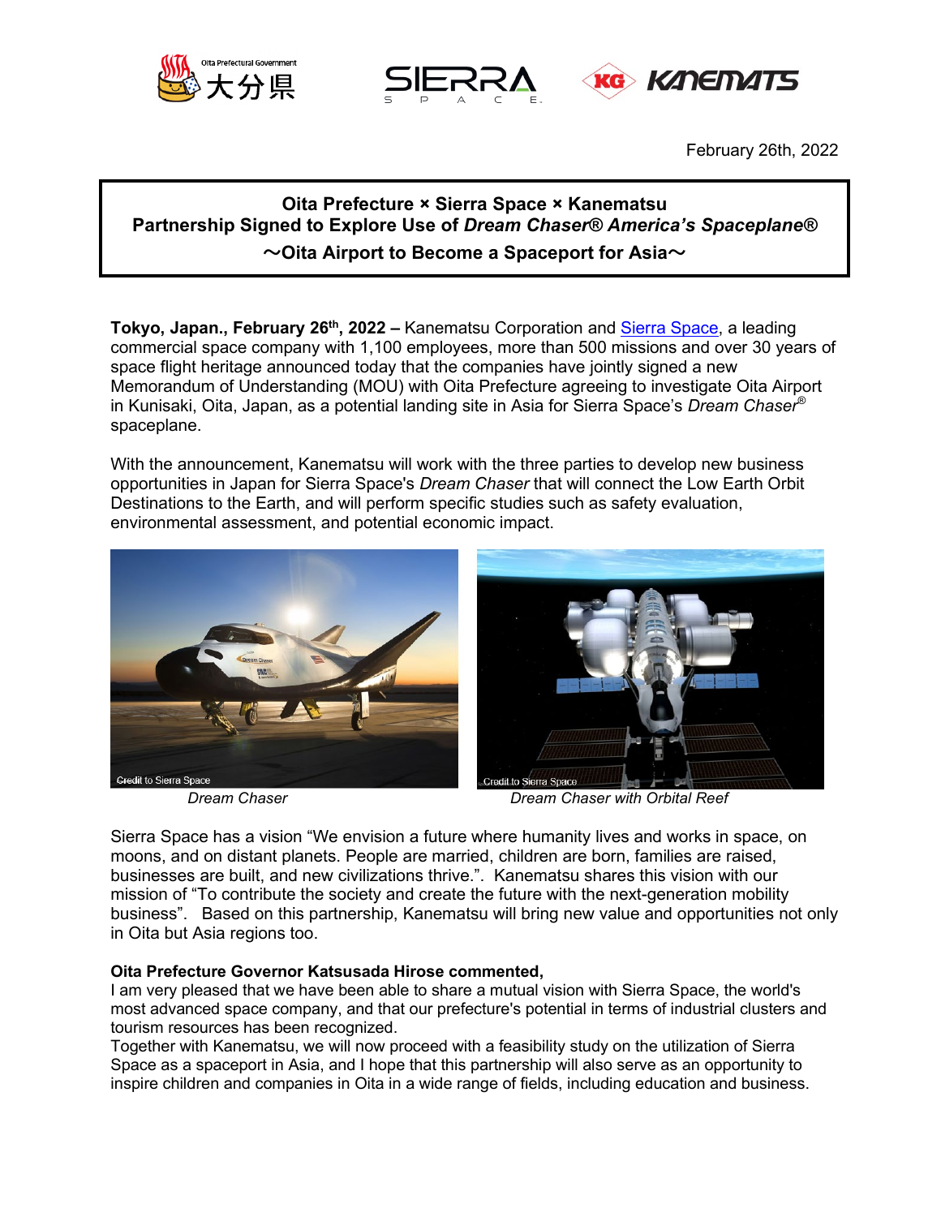February 26th, 2022

**Oita Prefecture × Sierra Space × Kanematsu**
**Partnership Signed to Explore Use of *Dream Chaser® America's Spaceplane®***
**～Oita Airport to Become a Spaceport for Asia～**

**Tokyo, Japan., February 26th, 2022 –** Kanematsu Corporation and Sierra Space, a leading commercial space company with 1,100 employees, more than 500 missions and over 30 years of space flight heritage announced today that the companies have jointly signed a new Memorandum of Understanding (MOU) with Oita Prefecture agreeing to investigate Oita Airport in Kunisaki, Oita, Japan, as a potential landing site in Asia for Sierra Space's *Dream Chaser®* spaceplane.

With the announcement, Kanematsu will work with the three parties to develop new business opportunities in Japan for Sierra Space's *Dream Chaser* that will connect the Low Earth Orbit Destinations to the Earth, and will perform specific studies such as safety evaluation, environmental assessment, and potential economic impact.

*Dream Chaser*

*Dream Chaser with Orbital Reef*

Sierra Space has a vision "We envision a future where humanity lives and works in space, on moons, and on distant planets. People are married, children are born, families are raised, businesses are built, and new civilizations thrive.". Kanematsu shares this vision with our mission of "To contribute the society and create the future with the next-generation mobility business". Based on this partnership, Kanematsu will bring new value and opportunities not only in Oita but Asia regions too.

**Oita Prefecture Governor Katsusada Hirose commented,**

I am very pleased that we have been able to share a mutual vision with Sierra Space, the world's most advanced space company, and that our prefecture's potential in terms of industrial clusters and tourism resources has been recognized.

Together with Kanematsu, we will now proceed with a feasibility study on the utilization of Sierra Space as a spaceport in Asia, and I hope that this partnership will also serve as an opportunity to inspire children and companies in Oita in a wide range of fields, including education and business.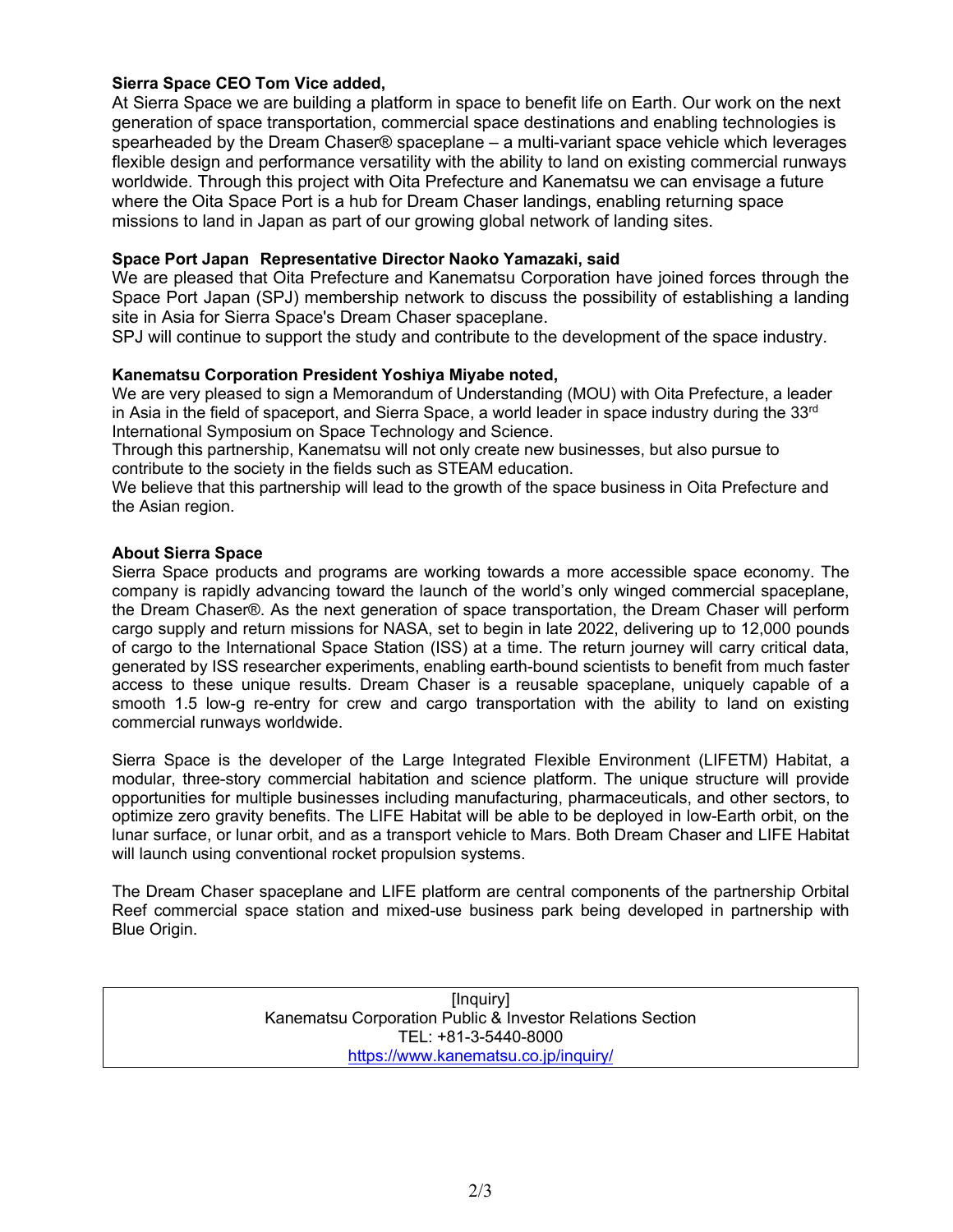**Sierra Space CEO Tom Vice added,**

At Sierra Space we are building a platform in space to benefit life on Earth. Our work on the next generation of space transportation, commercial space destinations and enabling technologies is spearheaded by the Dream Chaser® spaceplane – a multi-variant space vehicle which leverages flexible design and performance versatility with the ability to land on existing commercial runways worldwide. Through this project with Oita Prefecture and Kanematsu we can envisage a future where the Oita Space Port is a hub for Dream Chaser landings, enabling returning space missions to land in Japan as part of our growing global network of landing sites.

**Space Port Japan Representative Director Naoko Yamazaki, said**

We are pleased that Oita Prefecture and Kanematsu Corporation have joined forces through the Space Port Japan (SPJ) membership network to discuss the possibility of establishing a landing site in Asia for Sierra Space's Dream Chaser spaceplane.

SPJ will continue to support the study and contribute to the development of the space industry.

**Kanematsu Corporation President Yoshiya Miyabe noted,**

We are very pleased to sign a Memorandum of Understanding (MOU) with Oita Prefecture, a leader in Asia in the field of spaceport, and Sierra Space, a world leader in space industry during the 33rd International Symposium on Space Technology and Science.

Through this partnership, Kanematsu will not only create new businesses, but also pursue to contribute to the society in the fields such as STEAM education.

We believe that this partnership will lead to the growth of the space business in Oita Prefecture and the Asian region.

**About Sierra Space**

Sierra Space products and programs are working towards a more accessible space economy. The company is rapidly advancing toward the launch of the world's only winged commercial spaceplane, the Dream Chaser®. As the next generation of space transportation, the Dream Chaser will perform cargo supply and return missions for NASA, set to begin in late 2022, delivering up to 12,000 pounds of cargo to the International Space Station (ISS) at a time. The return journey will carry critical data, generated by ISS researcher experiments, enabling earth-bound scientists to benefit from much faster access to these unique results. Dream Chaser is a reusable spaceplane, uniquely capable of a smooth 1.5 low-g re-entry for crew and cargo transportation with the ability to land on existing commercial runways worldwide.

Sierra Space is the developer of the Large Integrated Flexible Environment (LIFETM) Habitat, a modular, three-story commercial habitation and science platform. The unique structure will provide opportunities for multiple businesses including manufacturing, pharmaceuticals, and other sectors, to optimize zero gravity benefits. The LIFE Habitat will be able to be deployed in low-Earth orbit, on the lunar surface, or lunar orbit, and as a transport vehicle to Mars. Both Dream Chaser and LIFE Habitat will launch using conventional rocket propulsion systems.

The Dream Chaser spaceplane and LIFE platform are central components of the partnership Orbital Reef commercial space station and mixed-use business park being developed in partnership with Blue Origin.

[Inquiry]
Kanematsu Corporation Public & Investor Relations Section
TEL: +81-3-5440-8000
https://www.kanematsu.co.jp/inquiry/